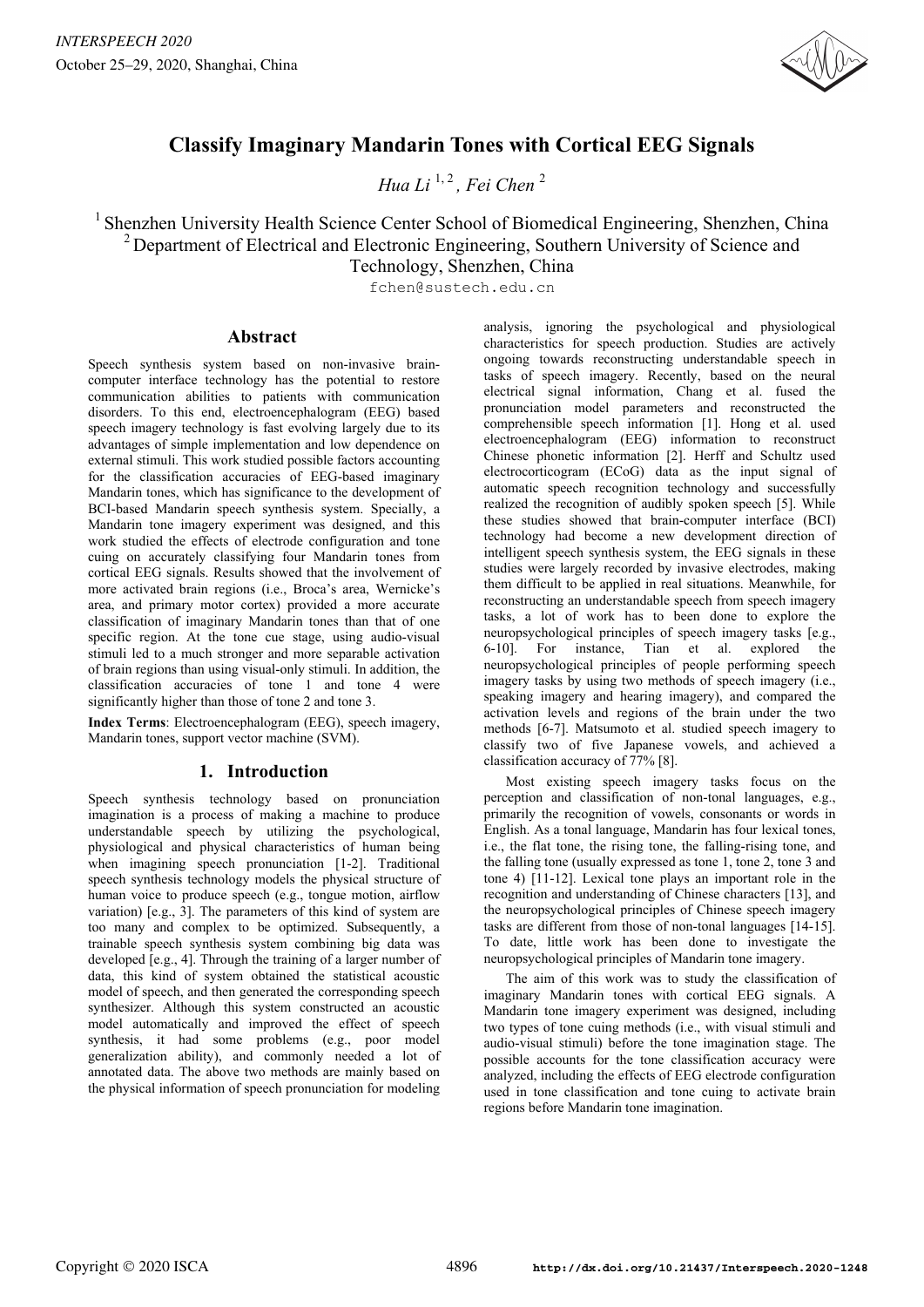# Classify Imaginary Mandarin Tones with Cortical EEG Signals

*Hua Li* [1,2] *, Fei Chen* [2]

[1] Shenzhen University Health Science Center School of Biomedical Engineering, Shenzhen, China
[2] Department of Electrical and Electronic Engineering, Southern University of Science and Technology, Shenzhen, China

fchen@sustech.edu.cn

## Abstract

Speech synthesis system based on non-invasive brain-computer interface technology has the potential to restore communication abilities to patients with communication disorders. To this end, electroencephalogram (EEG) based speech imagery technology is fast evolving largely due to its advantages of simple implementation and low dependence on external stimuli. This work studied possible factors accounting for the classification accuracies of EEG-based imaginary Mandarin tones, which has significance to the development of BCI-based Mandarin speech synthesis system. Specially, a Mandarin tone imagery experiment was designed, and this work studied the effects of electrode configuration and tone cuing on accurately classifying four Mandarin tones from cortical EEG signals. Results showed that the involvement of more activated brain regions (i.e., Broca's area, Wernicke's area, and primary motor cortex) provided a more accurate classification of imaginary Mandarin tones than that of one specific region. At the tone cue stage, using audio-visual stimuli led to a much stronger and more separable activation of brain regions than using visual-only stimuli. In addition, the classification accuracies of tone 1 and tone 4 were significantly higher than those of tone 2 and tone 3.

**Index Terms**: Electroencephalogram (EEG), speech imagery, Mandarin tones, support vector machine (SVM).

## 1. Introduction

Speech synthesis technology based on pronunciation imagination is a process of making a machine to produce understandable speech by utilizing the psychological, physiological and physical characteristics of human being when imagining speech pronunciation [1-2]. Traditional speech synthesis technology models the physical structure of human voice to produce speech (e.g., tongue motion, airflow variation) [e.g., 3]. The parameters of this kind of system are too many and complex to be optimized. Subsequently, a trainable speech synthesis system combining big data was developed [e.g., 4]. Through the training of a larger number of data, this kind of system obtained the statistical acoustic model of speech, and then generated the corresponding speech synthesizer. Although this system constructed an acoustic model automatically and improved the effect of speech synthesis, it had some problems (e.g., poor model generalization ability), and commonly needed a lot of annotated data. The above two methods are mainly based on the physical information of speech pronunciation for modeling analysis, ignoring the psychological and physiological characteristics for speech production. Studies are actively ongoing towards reconstructing understandable speech in tasks of speech imagery. Recently, based on the neural electrical signal information, Chang et al. fused the pronunciation model parameters and reconstructed the comprehensible speech information [1]. Hong et al. used electroencephalogram (EEG) information to reconstruct Chinese phonetic information [2]. Herff and Schultz used electrocorticogram (ECoG) data as the input signal of automatic speech recognition technology and successfully realized the recognition of audibly spoken speech [5]. While these studies showed that brain-computer interface (BCI) technology had become a new development direction of intelligent speech synthesis system, the EEG signals in these studies were largely recorded by invasive electrodes, making them difficult to be applied in real situations. Meanwhile, for reconstructing an understandable speech from speech imagery tasks, a lot of work has to been done to explore the neuropsychological principles of speech imagery tasks [e.g., 6-10]. For instance, Tian et al. explored the neuropsychological principles of people performing speech imagery tasks by using two methods of speech imagery (i.e., speaking imagery and hearing imagery), and compared the activation levels and regions of the brain under the two methods [6-7]. Matsumoto et al. studied speech imagery to classify two of five Japanese vowels, and achieved a classification accuracy of 77% [8].

Most existing speech imagery tasks focus on the perception and classification of non-tonal languages, e.g., primarily the recognition of vowels, consonants or words in English. As a tonal language, Mandarin has four lexical tones, i.e., the flat tone, the rising tone, the falling-rising tone, and the falling tone (usually expressed as tone 1, tone 2, tone 3 and tone 4) [11-12]. Lexical tone plays an important role in the recognition and understanding of Chinese characters [13], and the neuropsychological principles of Chinese speech imagery tasks are different from those of non-tonal languages [14-15]. To date, little work has been done to investigate the neuropsychological principles of Mandarin tone imagery.

The aim of this work was to study the classification of imaginary Mandarin tones with cortical EEG signals. A Mandarin tone imagery experiment was designed, including two types of tone cuing methods (i.e., with visual stimuli and audio-visual stimuli) before the tone imagination stage. The possible accounts for the tone classification accuracy were analyzed, including the effects of EEG electrode configuration used in tone classification and tone cuing to activate brain regions before Mandarin tone imagination.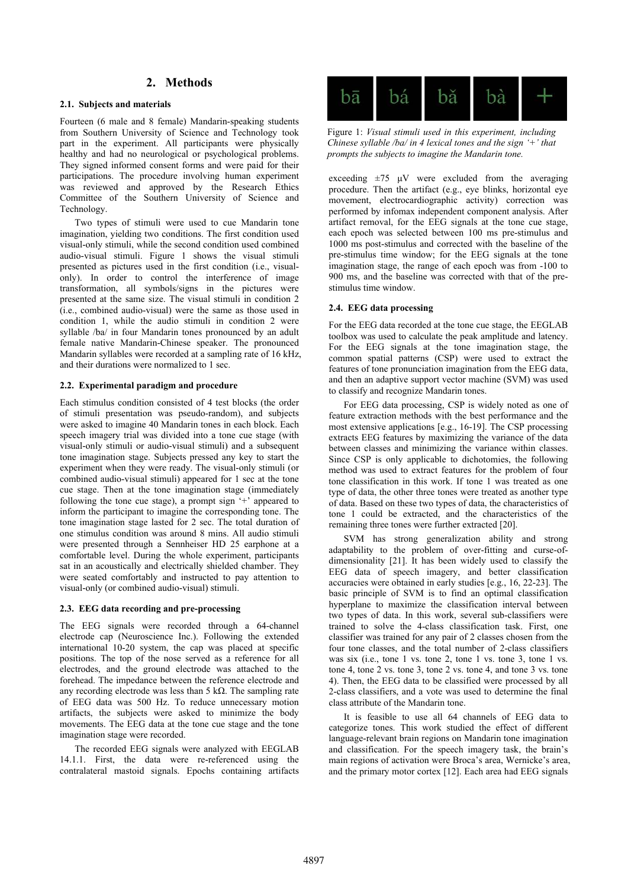## 2. Methods

### 2.1. Subjects and materials

Fourteen (6 male and 8 female) Mandarin-speaking students from Southern University of Science and Technology took part in the experiment. All participants were physically healthy and had no neurological or psychological problems. They signed informed consent forms and were paid for their participations. The procedure involving human experiment was reviewed and approved by the Research Ethics Committee of the Southern University of Science and Technology.

Two types of stimuli were used to cue Mandarin tone imagination, yielding two conditions. The first condition used visual-only stimuli, while the second condition used combined audio-visual stimuli. Figure 1 shows the visual stimuli presented as pictures used in the first condition (i.e., visual-only). In order to control the interference of image transformation, all symbols/signs in the pictures were presented at the same size. The visual stimuli in condition 2 (i.e., combined audio-visual) were the same as those used in condition 1, while the audio stimuli in condition 2 were syllable /ba/ in four Mandarin tones pronounced by an adult female native Mandarin-Chinese speaker. The pronounced Mandarin syllables were recorded at a sampling rate of 16 kHz, and their durations were normalized to 1 sec.

### 2.2. Experimental paradigm and procedure

Each stimulus condition consisted of 4 test blocks (the order of stimuli presentation was pseudo-random), and subjects were asked to imagine 40 Mandarin tones in each block. Each speech imagery trial was divided into a tone cue stage (with visual-only stimuli or audio-visual stimuli) and a subsequent tone imagination stage. Subjects pressed any key to start the experiment when they were ready. The visual-only stimuli (or combined audio-visual stimuli) appeared for 1 sec at the tone cue stage. Then at the tone imagination stage (immediately following the tone cue stage), a prompt sign '+' appeared to inform the participant to imagine the corresponding tone. The tone imagination stage lasted for 2 sec. The total duration of one stimulus condition was around 8 mins. All audio stimuli were presented through a Sennheiser HD 25 earphone at a comfortable level. During the whole experiment, participants sat in an acoustically and electrically shielded chamber. They were seated comfortably and instructed to pay attention to visual-only (or combined audio-visual) stimuli.

### 2.3. EEG data recording and pre-processing

The EEG signals were recorded through a 64-channel electrode cap (Neuroscience Inc.). Following the extended international 10-20 system, the cap was placed at specific positions. The top of the nose served as a reference for all electrodes, and the ground electrode was attached to the forehead. The impedance between the reference electrode and any recording electrode was less than 5 kΩ. The sampling rate of EEG data was 500 Hz. To reduce unnecessary motion artifacts, the subjects were asked to minimize the body movements. The EEG data at the tone cue stage and the tone imagination stage were recorded.

The recorded EEG signals were analyzed with EEGLAB 14.1.1. First, the data were re-referenced using the contralateral mastoid signals. Epochs containing artifacts

bā | bá | bǎ | bà | +

Figure 1: *Visual stimuli used in this experiment, including Chinese syllable /ba/ in 4 lexical tones and the sign '+' that prompts the subjects to imagine the Mandarin tone.*

exceeding ±75 μV were excluded from the averaging procedure. Then the artifact (e.g., eye blinks, horizontal eye movement, electrocardiographic activity) correction was performed by infomax independent component analysis. After artifact removal, for the EEG signals at the tone cue stage, each epoch was selected between 100 ms pre-stimulus and 1000 ms post-stimulus and corrected with the baseline of the pre-stimulus time window; for the EEG signals at the tone imagination stage, the range of each epoch was from -100 to 900 ms, and the baseline was corrected with that of the pre-stimulus time window.

### 2.4. EEG data processing

For the EEG data recorded at the tone cue stage, the EEGLAB toolbox was used to calculate the peak amplitude and latency. For the EEG signals at the tone imagination stage, the common spatial patterns (CSP) were used to extract the features of tone pronunciation imagination from the EEG data, and then an adaptive support vector machine (SVM) was used to classify and recognize Mandarin tones.

For EEG data processing, CSP is widely noted as one of feature extraction methods with the best performance and the most extensive applications [e.g., 16-19]. The CSP processing extracts EEG features by maximizing the variance of the data between classes and minimizing the variance within classes. Since CSP is only applicable to dichotomies, the following method was used to extract features for the problem of four tone classification in this work. If tone 1 was treated as one type of data, the other three tones were treated as another type of data. Based on these two types of data, the characteristics of tone 1 could be extracted, and the characteristics of the remaining three tones were further extracted [20].

SVM has strong generalization ability and strong adaptability to the problem of over-fitting and curse-of-dimensionality [21]. It has been widely used to classify the EEG data of speech imagery, and better classification accuracies were obtained in early studies [e.g., 16, 22-23]. The basic principle of SVM is to find an optimal classification hyperplane to maximize the classification interval between two types of data. In this work, several sub-classifiers were trained to solve the 4-class classification task. First, one classifier was trained for any pair of 2 classes chosen from the four tone classes, and the total number of 2-class classifiers was six (i.e., tone 1 vs. tone 2, tone 1 vs. tone 3, tone 1 vs. tone 4, tone 2 vs. tone 3, tone 2 vs. tone 4, and tone 3 vs. tone 4). Then, the EEG data to be classified were processed by all 2-class classifiers, and a vote was used to determine the final class attribute of the Mandarin tone.

It is feasible to use all 64 channels of EEG data to categorize tones. This work studied the effect of different language-relevant brain regions on Mandarin tone imagination and classification. For the speech imagery task, the brain's main regions of activation were Broca's area, Wernicke's area, and the primary motor cortex [12]. Each area had EEG signals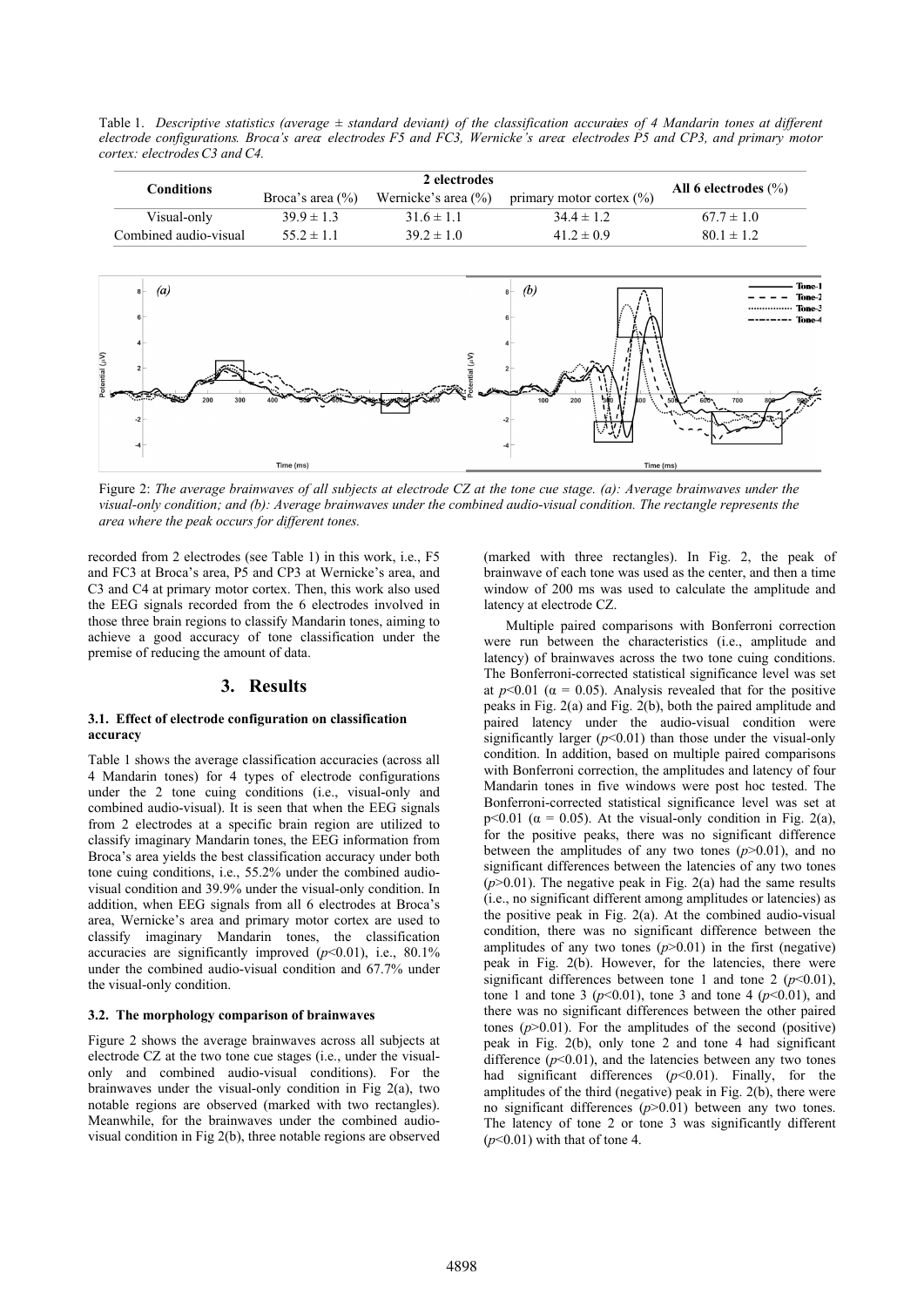Table 1. *Descriptive statistics (average ± standard deviant) of the classification accuracies of 4 Mandarin tones at different electrode configurations. Broca's area: electrodes F5 and FC3, Wernicke's area: electrodes P5 and CP3, and primary motor cortex: electrodes C3 and C4.*

| Conditions | 2 electrodes | | | All 6 electrodes (%) |
|---|---|---|---|---|
| | Broca's area (%) | Wernicke's area (%) | primary motor cortex (%) | |
| Visual-only | 39.9 ± 1.3 | 31.6 ± 1.1 | 34.4 ± 1.2 | 67.7 ± 1.0 |
| Combined audio-visual | 55.2 ± 1.1 | 39.2 ± 1.0 | 41.2 ± 0.9 | 80.1 ± 1.2 |

Figure 2: *The average brainwaves of all subjects at electrode CZ at the tone cue stage. (a): Average brainwaves under the visual-only condition; and (b): Average brainwaves under the combined audio-visual condition. The rectangle represents the area where the peak occurs for different tones.*

recorded from 2 electrodes (see Table 1) in this work, i.e., F5 and FC3 at Broca's area, P5 and CP3 at Wernicke's area, and C3 and C4 at primary motor cortex. Then, this work also used the EEG signals recorded from the 6 electrodes involved in those three brain regions to classify Mandarin tones, aiming to achieve a good accuracy of tone classification under the premise of reducing the amount of data.

## 3. Results

### 3.1. Effect of electrode configuration on classification accuracy

Table 1 shows the average classification accuracies (across all 4 Mandarin tones) for 4 types of electrode configurations under the 2 tone cuing conditions (i.e., visual-only and combined audio-visual). It is seen that when the EEG signals from 2 electrodes at a specific brain region are utilized to classify imaginary Mandarin tones, the EEG information from Broca's area yields the best classification accuracy under both tone cuing conditions, i.e., 55.2% under the combined audio-visual condition and 39.9% under the visual-only condition. In addition, when EEG signals from all 6 electrodes at Broca's area, Wernicke's area and primary motor cortex are used to classify imaginary Mandarin tones, the classification accuracies are significantly improved ($p<0.01$), i.e., 80.1% under the combined audio-visual condition and 67.7% under the visual-only condition.

### 3.2. The morphology comparison of brainwaves

Figure 2 shows the average brainwaves across all subjects at electrode CZ at the two tone cue stages (i.e., under the visual-only and combined audio-visual conditions). For the brainwaves under the visual-only condition in Fig 2(a), two notable regions are observed (marked with two rectangles). Meanwhile, for the brainwaves under the combined audio-visual condition in Fig 2(b), three notable regions are observed (marked with three rectangles). In Fig. 2, the peak of brainwave of each tone was used as the center, and then a time window of 200 ms was used to calculate the amplitude and latency at electrode CZ.

Multiple paired comparisons with Bonferroni correction were run between the characteristics (i.e., amplitude and latency) of brainwaves across the two tone cuing conditions. The Bonferroni-corrected statistical significance level was set at $p<0.01$ ($\alpha = 0.05$). Analysis revealed that for the positive peaks in Fig. 2(a) and Fig. 2(b), both the paired amplitude and paired latency under the audio-visual condition were significantly larger ($p<0.01$) than those under the visual-only condition. In addition, based on multiple paired comparisons with Bonferroni correction, the amplitudes and latency of four Mandarin tones in five windows were post hoc tested. The Bonferroni-corrected statistical significance level was set at $p<0.01$ ($\alpha = 0.05$). At the visual-only condition in Fig. 2(a), for the positive peaks, there was no significant difference between the amplitudes of any two tones ($p>0.01$), and no significant differences between the latencies of any two tones ($p>0.01$). The negative peak in Fig. 2(a) had the same results (i.e., no significant different among amplitudes or latencies) as the positive peak in Fig. 2(a). At the combined audio-visual condition, there was no significant difference between the amplitudes of any two tones ($p>0.01$) in the first (negative) peak in Fig. 2(b). However, for the latencies, there were significant differences between tone 1 and tone 2 ($p<0.01$), tone 1 and tone 3 ($p<0.01$), tone 3 and tone 4 ($p<0.01$), and there was no significant differences between the other paired tones ($p>0.01$). For the amplitudes of the second (positive) peak in Fig. 2(b), only tone 2 and tone 4 had significant difference ($p<0.01$), and the latencies between any two tones had significant differences ($p<0.01$). Finally, for the amplitudes of the third (negative) peak in Fig. 2(b), there were no significant differences ($p>0.01$) between any two tones. The latency of tone 2 or tone 3 was significantly different ($p<0.01$) with that of tone 4.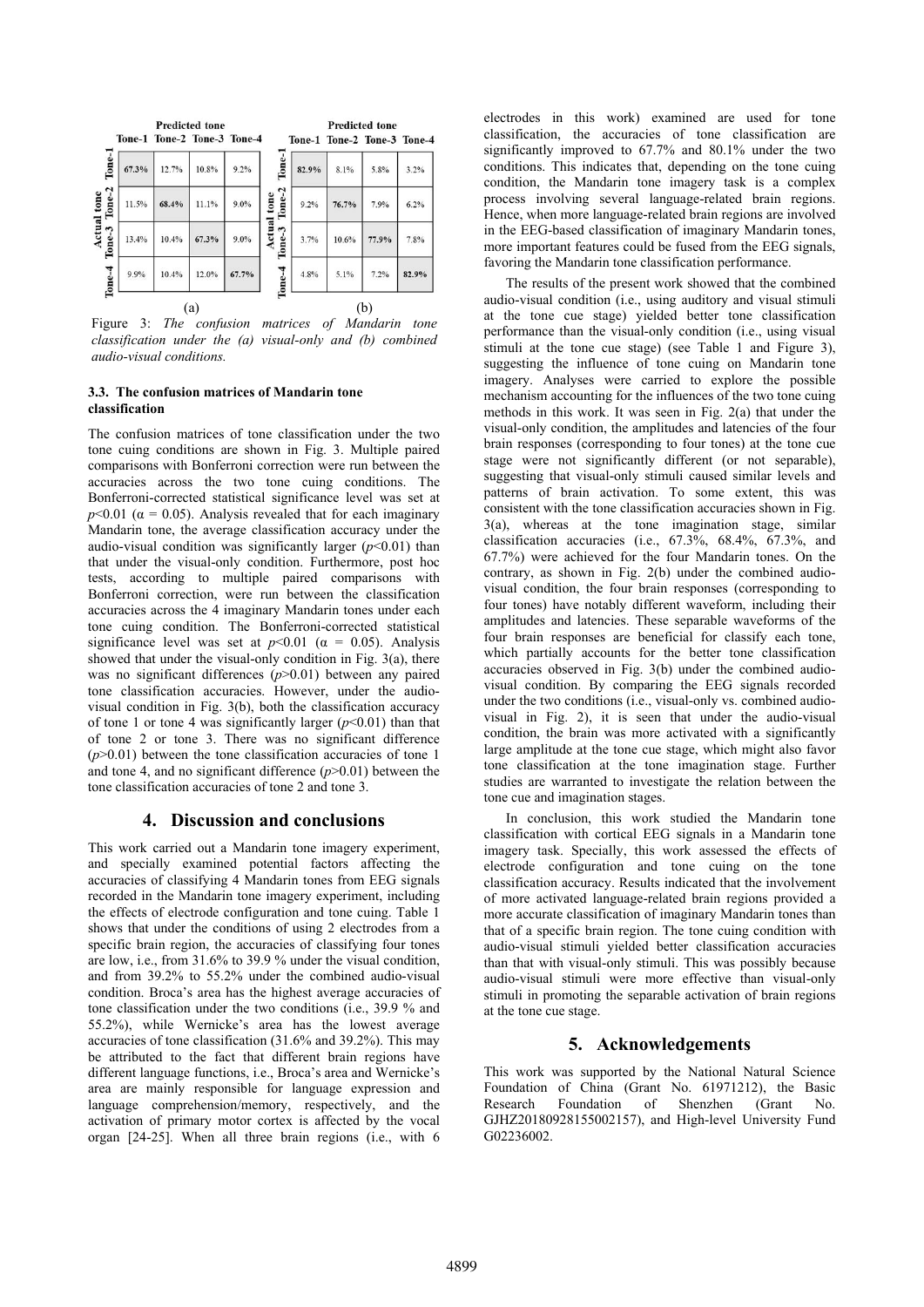(a)

| Actual tone \ Predicted tone | Tone-1 | Tone-2 | Tone-3 | Tone-4 |
|---|---|---|---|---|
| Tone-1 | 67.3% | 12.7% | 10.8% | 9.2% |
| Tone-2 | 11.5% | 68.4% | 11.1% | 9.0% |
| Tone-3 | 13.4% | 10.4% | 67.3% | 9.0% |
| Tone-4 | 9.9% | 10.4% | 12.0% | 67.7% |

(b)

| Actual tone \ Predicted tone | Tone-1 | Tone-2 | Tone-3 | Tone-4 |
|---|---|---|---|---|
| Tone-1 | 82.9% | 8.1% | 5.8% | 3.2% |
| Tone-2 | 9.2% | 76.7% | 7.9% | 6.2% |
| Tone-3 | 3.7% | 10.6% | 77.9% | 7.8% |
| Tone-4 | 4.8% | 5.1% | 7.2% | 82.9% |

Figure 3: *The confusion matrices of Mandarin tone classification under the (a) visual-only and (b) combined audio-visual conditions.*

### 3.3. The confusion matrices of Mandarin tone classification

The confusion matrices of tone classification under the two tone cuing conditions are shown in Fig. 3. Multiple paired comparisons with Bonferroni correction were run between the accuracies across the two tone cuing conditions. The Bonferroni-corrected statistical significance level was set at $p$<0.01 ($\alpha$ = 0.05). Analysis revealed that for each imaginary Mandarin tone, the average classification accuracy under the audio-visual condition was significantly larger ($p$<0.01) than that under the visual-only condition. Furthermore, post hoc tests, according to multiple paired comparisons with Bonferroni correction, were run between the classification accuracies across the 4 imaginary Mandarin tones under each tone cuing condition. The Bonferroni-corrected statistical significance level was set at $p$<0.01 ($\alpha$ = 0.05). Analysis showed that under the visual-only condition in Fig. 3(a), there was no significant differences ($p$>0.01) between any paired tone classification accuracies. However, under the audio-visual condition in Fig. 3(b), both the classification accuracy of tone 1 or tone 4 was significantly larger ($p$<0.01) than that of tone 2 or tone 3. There was no significant difference ($p$>0.01) between the tone classification accuracies of tone 1 and tone 4, and no significant difference ($p$>0.01) between the tone classification accuracies of tone 2 and tone 3.

## 4. Discussion and conclusions

This work carried out a Mandarin tone imagery experiment, and specially examined potential factors affecting the accuracies of classifying 4 Mandarin tones from EEG signals recorded in the Mandarin tone imagery experiment, including the effects of electrode configuration and tone cuing. Table 1 shows that under the conditions of using 2 electrodes from a specific brain region, the accuracies of classifying four tones are low, i.e., from 31.6% to 39.9 % under the visual condition, and from 39.2% to 55.2% under the combined audio-visual condition. Broca's area has the highest average accuracies of tone classification under the two conditions (i.e., 39.9 % and 55.2%), while Wernicke's area has the lowest average accuracies of tone classification (31.6% and 39.2%). This may be attributed to the fact that different brain regions have different language functions, i.e., Broca's area and Wernicke's area are mainly responsible for language expression and language comprehension/memory, respectively, and the activation of primary motor cortex is affected by the vocal organ [24-25]. When all three brain regions (i.e., with 6 electrodes in this work) examined are used for tone classification, the accuracies of tone classification are significantly improved to 67.7% and 80.1% under the two conditions. This indicates that, depending on the tone cuing condition, the Mandarin tone imagery task is a complex process involving several language-related brain regions. Hence, when more language-related brain regions are involved in the EEG-based classification of imaginary Mandarin tones, more important features could be fused from the EEG signals, favoring the Mandarin tone classification performance.

The results of the present work showed that the combined audio-visual condition (i.e., using auditory and visual stimuli at the tone cue stage) yielded better tone classification performance than the visual-only condition (i.e., using visual stimuli at the tone cue stage) (see Table 1 and Figure 3), suggesting the influence of tone cuing on Mandarin tone imagery. Analyses were carried to explore the possible mechanism accounting for the influences of the two tone cuing methods in this work. It was seen in Fig. 2(a) that under the visual-only condition, the amplitudes and latencies of the four brain responses (corresponding to four tones) at the tone cue stage were not significantly different (or not separable), suggesting that visual-only stimuli caused similar levels and patterns of brain activation. To some extent, this was consistent with the tone classification accuracies shown in Fig. 3(a), whereas at the tone imagination stage, similar classification accuracies (i.e., 67.3%, 68.4%, 67.3%, and 67.7%) were achieved for the four Mandarin tones. On the contrary, as shown in Fig. 2(b) under the combined audio-visual condition, the four brain responses (corresponding to four tones) have notably different waveform, including their amplitudes and latencies. These separable waveforms of the four brain responses are beneficial for classify each tone, which partially accounts for the better tone classification accuracies observed in Fig. 3(b) under the combined audio-visual condition. By comparing the EEG signals recorded under the two conditions (i.e., visual-only vs. combined audio-visual in Fig. 2), it is seen that under the audio-visual condition, the brain was more activated with a significantly large amplitude at the tone cue stage, which might also favor tone classification at the tone imagination stage. Further studies are warranted to investigate the relation between the tone cue and imagination stages.

In conclusion, this work studied the Mandarin tone classification with cortical EEG signals in a Mandarin tone imagery task. Specially, this work assessed the effects of electrode configuration and tone cuing on the tone classification accuracy. Results indicated that the involvement of more activated language-related brain regions provided a more accurate classification of imaginary Mandarin tones than that of a specific brain region. The tone cuing condition with audio-visual stimuli yielded better classification accuracies than that with visual-only stimuli. This was possibly because audio-visual stimuli were more effective than visual-only stimuli in promoting the separable activation of brain regions at the tone cue stage.

## 5. Acknowledgements

This work was supported by the National Natural Science Foundation of China (Grant No. 61971212), the Basic Research Foundation of Shenzhen (Grant No. GJHZ20180928155002157), and High-level University Fund G02236002.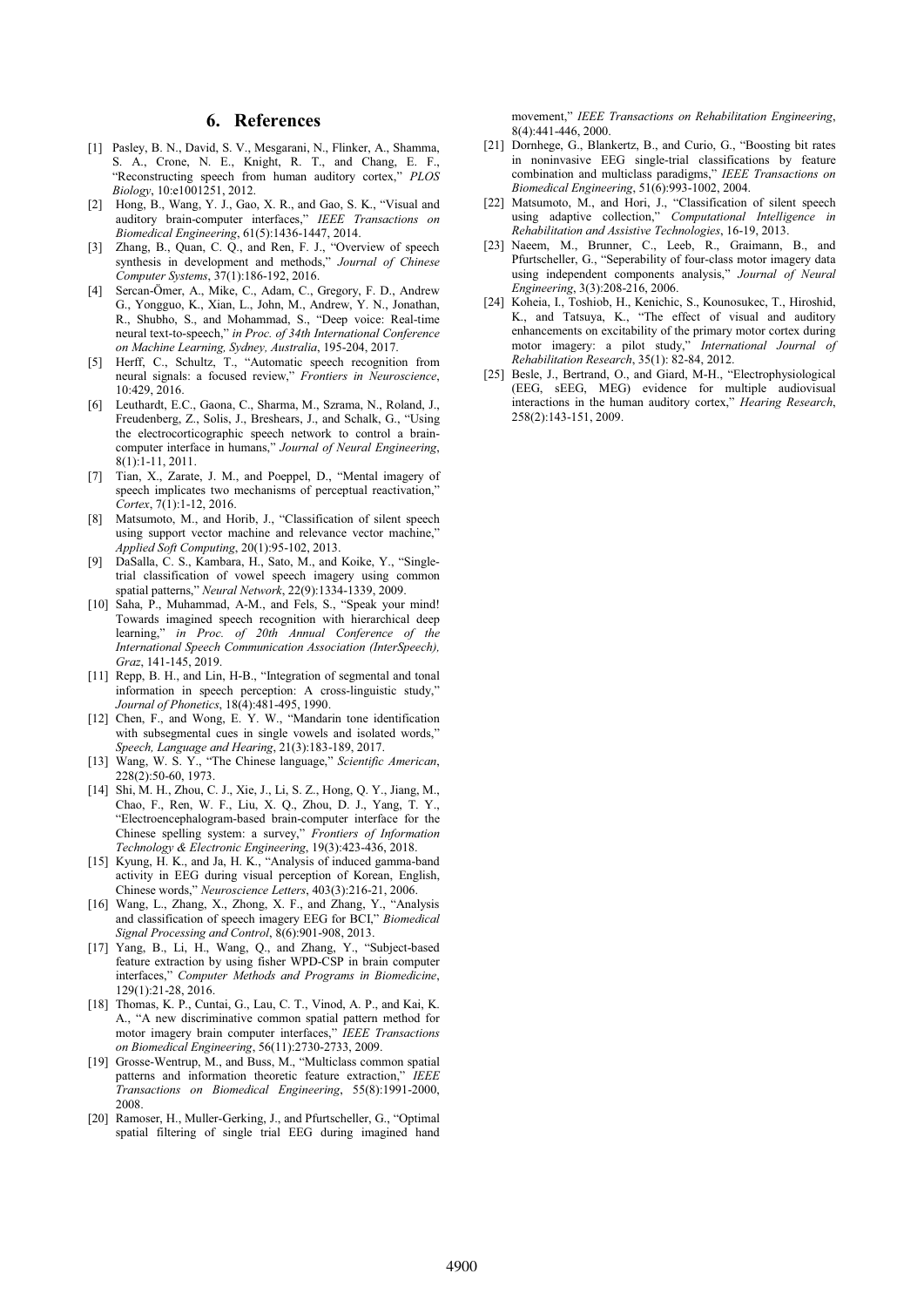## 6. References

[1] Pasley, B. N., David, S. V., Mesgarani, N., Flinker, A., Shamma, S. A., Crone, N. E., Knight, R. T., and Chang, E. F., "Reconstructing speech from human auditory cortex," *PLOS Biology*, 10:e1001251, 2012.

[2] Hong, B., Wang, Y. J., Gao, X. R., and Gao, S. K., "Visual and auditory brain-computer interfaces," *IEEE Transactions on Biomedical Engineering*, 61(5):1436-1447, 2014.

[3] Zhang, B., Quan, C. Q., and Ren, F. J., "Overview of speech synthesis in development and methods," *Journal of Chinese Computer Systems*, 37(1):186-192, 2016.

[4] Sercan-Ömer, A., Mike, C., Adam, C., Gregory, F. D., Andrew G., Yongguo, K., Xian, L., John, M., Andrew, Y. N., Jonathan, R., Shubho, S., and Mohammad, S., "Deep voice: Real-time neural text-to-speech," *in Proc. of 34th International Conference on Machine Learning, Sydney, Australia*, 195-204, 2017.

[5] Herff, C., Schultz, T., "Automatic speech recognition from neural signals: a focused review," *Frontiers in Neuroscience*, 10:429, 2016.

[6] Leuthardt, E.C., Gaona, C., Sharma, M., Szrama, N., Roland, J., Freudenberg, Z., Solis, J., Breshears, J., and Schalk, G., "Using the electrocorticographic speech network to control a brain-computer interface in humans," *Journal of Neural Engineering*, 8(1):1-11, 2011.

[7] Tian, X., Zarate, J. M., and Poeppel, D., "Mental imagery of speech implicates two mechanisms of perceptual reactivation," *Cortex*, 7(1):1-12, 2016.

[8] Matsumoto, M., and Horib, J., "Classification of silent speech using support vector machine and relevance vector machine," *Applied Soft Computing*, 20(1):95-102, 2013.

[9] DaSalla, C. S., Kambara, H., Sato, M., and Koike, Y., "Single-trial classification of vowel speech imagery using common spatial patterns," *Neural Network*, 22(9):1334-1339, 2009.

[10] Saha, P., Muhammad, A-M., and Fels, S., "Speak your mind! Towards imagined speech recognition with hierarchical deep learning," *in Proc. of 20th Annual Conference of the International Speech Communication Association (InterSpeech), Graz*, 141-145, 2019.

[11] Repp, B. H., and Lin, H-B., "Integration of segmental and tonal information in speech perception: A cross-linguistic study," *Journal of Phonetics*, 18(4):481-495, 1990.

[12] Chen, F., and Wong, E. Y. W., "Mandarin tone identification with subsegmental cues in single vowels and isolated words," *Speech, Language and Hearing*, 21(3):183-189, 2017.

[13] Wang, W. S. Y., "The Chinese language," *Scientific American*, 228(2):50-60, 1973.

[14] Shi, M. H., Zhou, C. J., Xie, J., Li, S. Z., Hong, Q. Y., Jiang, M., Chao, F., Ren, W. F., Liu, X. Q., Zhou, D. J., Yang, T. Y., "Electroencephalogram-based brain-computer interface for the Chinese spelling system: a survey," *Frontiers of Information Technology & Electronic Engineering*, 19(3):423-436, 2018.

[15] Kyung, H. K., and Ja, H. K., "Analysis of induced gamma-band activity in EEG during visual perception of Korean, English, Chinese words," *Neuroscience Letters*, 403(3):216-21, 2006.

[16] Wang, L., Zhang, X., Zhong, X. F., and Zhang, Y., "Analysis and classification of speech imagery EEG for BCI," *Biomedical Signal Processing and Control*, 8(6):901-908, 2013.

[17] Yang, B., Li, H., Wang, Q., and Zhang, Y., "Subject-based feature extraction by using fisher WPD-CSP in brain computer interfaces," *Computer Methods and Programs in Biomedicine*, 129(1):21-28, 2016.

[18] Thomas, K. P., Cuntai, G., Lau, C. T., Vinod, A. P., and Kai, K. A., "A new discriminative common spatial pattern method for motor imagery brain computer interfaces," *IEEE Transactions on Biomedical Engineering*, 56(11):2730-2733, 2009.

[19] Grosse-Wentrup, M., and Buss, M., "Multiclass common spatial patterns and information theoretic feature extraction," *IEEE Transactions on Biomedical Engineering*, 55(8):1991-2000, 2008.

[20] Ramoser, H., Muller-Gerking, J., and Pfurtscheller, G., "Optimal spatial filtering of single trial EEG during imagined hand movement," *IEEE Transactions on Rehabilitation Engineering*, 8(4):441-446, 2000.

[21] Dornhege, G., Blankertz, B., and Curio, G., "Boosting bit rates in noninvasive EEG single-trial classifications by feature combination and multiclass paradigms," *IEEE Transactions on Biomedical Engineering*, 51(6):993-1002, 2004.

[22] Matsumoto, M., and Hori, J., "Classification of silent speech using adaptive collection," *Computational Intelligence in Rehabilitation and Assistive Technologies*, 16-19, 2013.

[23] Naeem, M., Brunner, C., Leeb, R., Graimann, B., and Pfurtscheller, G., "Seperability of four-class motor imagery data using independent components analysis," *Journal of Neural Engineering*, 3(3):208-216, 2006.

[24] Koheia, I., Toshiob, H., Kenichic, S., Kounosukec, T., Hiroshid, K., and Tatsuya, K., "The effect of visual and auditory enhancements on excitability of the primary motor cortex during motor imagery: a pilot study," *International Journal of Rehabilitation Research*, 35(1): 82-84, 2012.

[25] Besle, J., Bertrand, O., and Giard, M-H., "Electrophysiological (EEG, sEEG, MEG) evidence for multiple audiovisual interactions in the human auditory cortex," *Hearing Research*, 258(2):143-151, 2009.